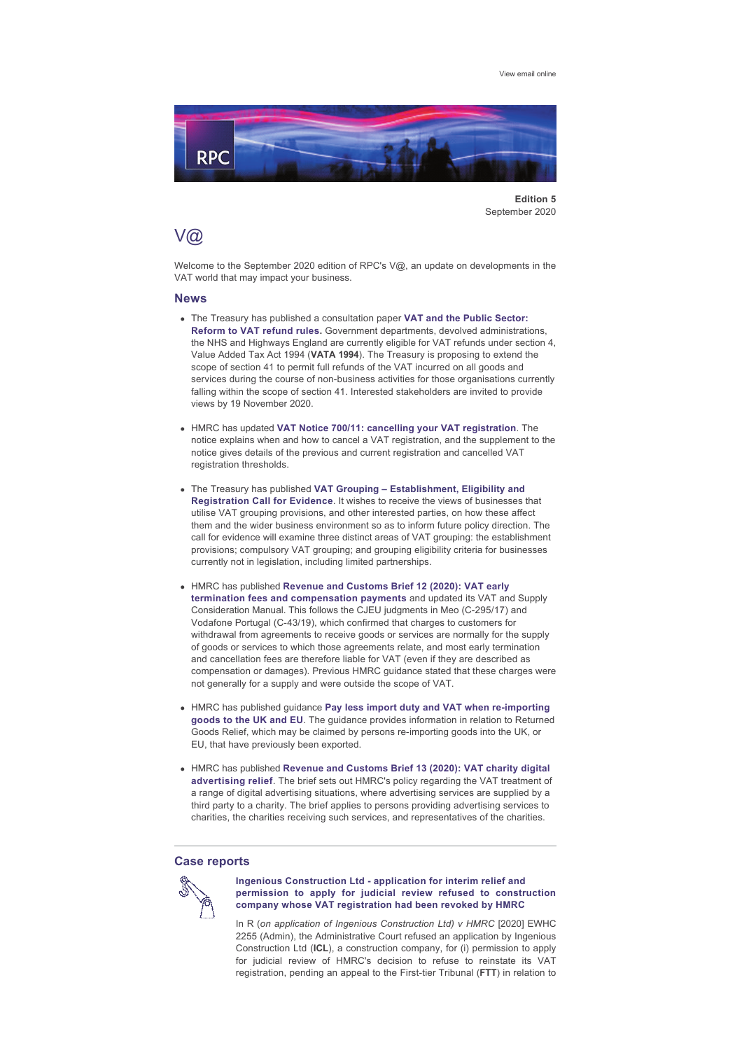View email online

**Edition 5**
September 2020

# V@

Welcome to the September 2020 edition of RPC's V@, an update on developments in the VAT world that may impact your business.

## News

- The Treasury has published a consultation paper **VAT and the Public Sector: Reform to VAT refund rules.** Government departments, devolved administrations, the NHS and Highways England are currently eligible for VAT refunds under section 4, Value Added Tax Act 1994 (**VATA 1994**). The Treasury is proposing to extend the scope of section 41 to permit full refunds of the VAT incurred on all goods and services during the course of non-business activities for those organisations currently falling within the scope of section 41. Interested stakeholders are invited to provide views by 19 November 2020.

- HMRC has updated **VAT Notice 700/11: cancelling your VAT registration**. The notice explains when and how to cancel a VAT registration, and the supplement to the notice gives details of the previous and current registration and cancelled VAT registration thresholds.

- The Treasury has published **VAT Grouping – Establishment, Eligibility and Registration Call for Evidence**. It wishes to receive the views of businesses that utilise VAT grouping provisions, and other interested parties, on how these affect them and the wider business environment so as to inform future policy direction. The call for evidence will examine three distinct areas of VAT grouping: the establishment provisions; compulsory VAT grouping; and grouping eligibility criteria for businesses currently not in legislation, including limited partnerships.

- HMRC has published **Revenue and Customs Brief 12 (2020): VAT early termination fees and compensation payments** and updated its VAT and Supply Consideration Manual. This follows the CJEU judgments in Meo (C-295/17) and Vodafone Portugal (C-43/19), which confirmed that charges to customers for withdrawal from agreements to receive goods or services are normally for the supply of goods or services to which those agreements relate, and most early termination and cancellation fees are therefore liable for VAT (even if they are described as compensation or damages). Previous HMRC guidance stated that these charges were not generally for a supply and were outside the scope of VAT.

- HMRC has published guidance **Pay less import duty and VAT when re-importing goods to the UK and EU**. The guidance provides information in relation to Returned Goods Relief, which may be claimed by persons re-importing goods into the UK, or EU, that have previously been exported.

- HMRC has published **Revenue and Customs Brief 13 (2020): VAT charity digital advertising relief**. The brief sets out HMRC's policy regarding the VAT treatment of a range of digital advertising situations, where advertising services are supplied by a third party to a charity. The brief applies to persons providing advertising services to charities, the charities receiving such services, and representatives of the charities.

---

## Case reports

### Ingenious Construction Ltd - application for interim relief and permission to apply for judicial review refused to construction company whose VAT registration had been revoked by HMRC

In R (*on application of Ingenious Construction Ltd) v HMRC* [2020] EWHC 2255 (Admin), the Administrative Court refused an application by Ingenious Construction Ltd (**ICL**), a construction company, for (i) permission to apply for judicial review of HMRC's decision to refuse to reinstate its VAT registration, pending an appeal to the First-tier Tribunal (**FTT**) in relation to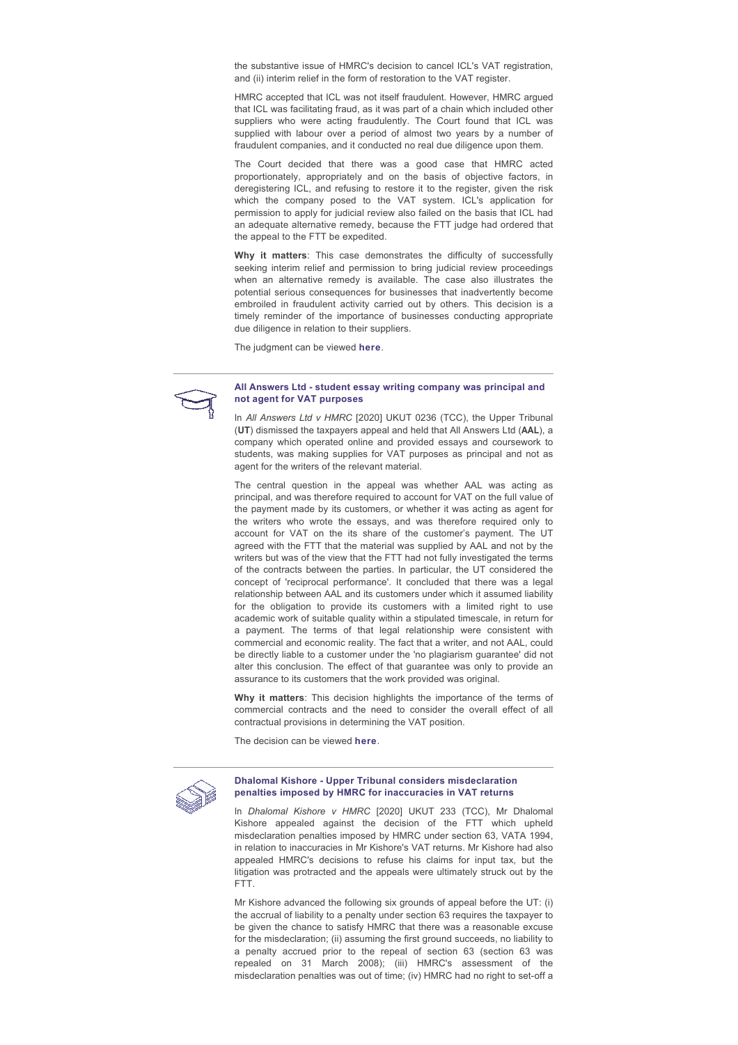the substantive issue of HMRC's decision to cancel ICL's VAT registration, and (ii) interim relief in the form of restoration to the VAT register.

HMRC accepted that ICL was not itself fraudulent. However, HMRC argued that ICL was facilitating fraud, as it was part of a chain which included other suppliers who were acting fraudulently. The Court found that ICL was supplied with labour over a period of almost two years by a number of fraudulent companies, and it conducted no real due diligence upon them.

The Court decided that there was a good case that HMRC acted proportionately, appropriately and on the basis of objective factors, in deregistering ICL, and refusing to restore it to the register, given the risk which the company posed to the VAT system. ICL's application for permission to apply for judicial review also failed on the basis that ICL had an adequate alternative remedy, because the FTT judge had ordered that the appeal to the FTT be expedited.

**Why it matters**: This case demonstrates the difficulty of successfully seeking interim relief and permission to bring judicial review proceedings when an alternative remedy is available. The case also illustrates the potential serious consequences for businesses that inadvertently become embroiled in fraudulent activity carried out by others. This decision is a timely reminder of the importance of businesses conducting appropriate due diligence in relation to their suppliers.

The judgment can be viewed **here**.

### All Answers Ltd - student essay writing company was principal and not agent for VAT purposes

In *All Answers Ltd v HMRC* [2020] UKUT 0236 (TCC), the Upper Tribunal (**UT**) dismissed the taxpayers appeal and held that All Answers Ltd (**AAL**), a company which operated online and provided essays and coursework to students, was making supplies for VAT purposes as principal and not as agent for the writers of the relevant material.

The central question in the appeal was whether AAL was acting as principal, and was therefore required to account for VAT on the full value of the payment made by its customers, or whether it was acting as agent for the writers who wrote the essays, and was therefore required only to account for VAT on the its share of the customer's payment. The UT agreed with the FTT that the material was supplied by AAL and not by the writers but was of the view that the FTT had not fully investigated the terms of the contracts between the parties. In particular, the UT considered the concept of 'reciprocal performance'. It concluded that there was a legal relationship between AAL and its customers under which it assumed liability for the obligation to provide its customers with a limited right to use academic work of suitable quality within a stipulated timescale, in return for a payment. The terms of that legal relationship were consistent with commercial and economic reality. The fact that a writer, and not AAL, could be directly liable to a customer under the 'no plagiarism guarantee' did not alter this conclusion. The effect of that guarantee was only to provide an assurance to its customers that the work provided was original.

**Why it matters**: This decision highlights the importance of the terms of commercial contracts and the need to consider the overall effect of all contractual provisions in determining the VAT position.

The decision can be viewed **here**.

### Dhalomal Kishore - Upper Tribunal considers misdeclaration penalties imposed by HMRC for inaccuracies in VAT returns

In *Dhalomal Kishore v HMRC* [2020] UKUT 233 (TCC), Mr Dhalomal Kishore appealed against the decision of the FTT which upheld misdeclaration penalties imposed by HMRC under section 63, VATA 1994, in relation to inaccuracies in Mr Kishore's VAT returns. Mr Kishore had also appealed HMRC's decisions to refuse his claims for input tax, but the litigation was protracted and the appeals were ultimately struck out by the FTT.

Mr Kishore advanced the following six grounds of appeal before the UT: (i) the accrual of liability to a penalty under section 63 requires the taxpayer to be given the chance to satisfy HMRC that there was a reasonable excuse for the misdeclaration; (ii) assuming the first ground succeeds, no liability to a penalty accrued prior to the repeal of section 63 (section 63 was repealed on 31 March 2008); (iii) HMRC's assessment of the misdeclaration penalties was out of time; (iv) HMRC had no right to set-off a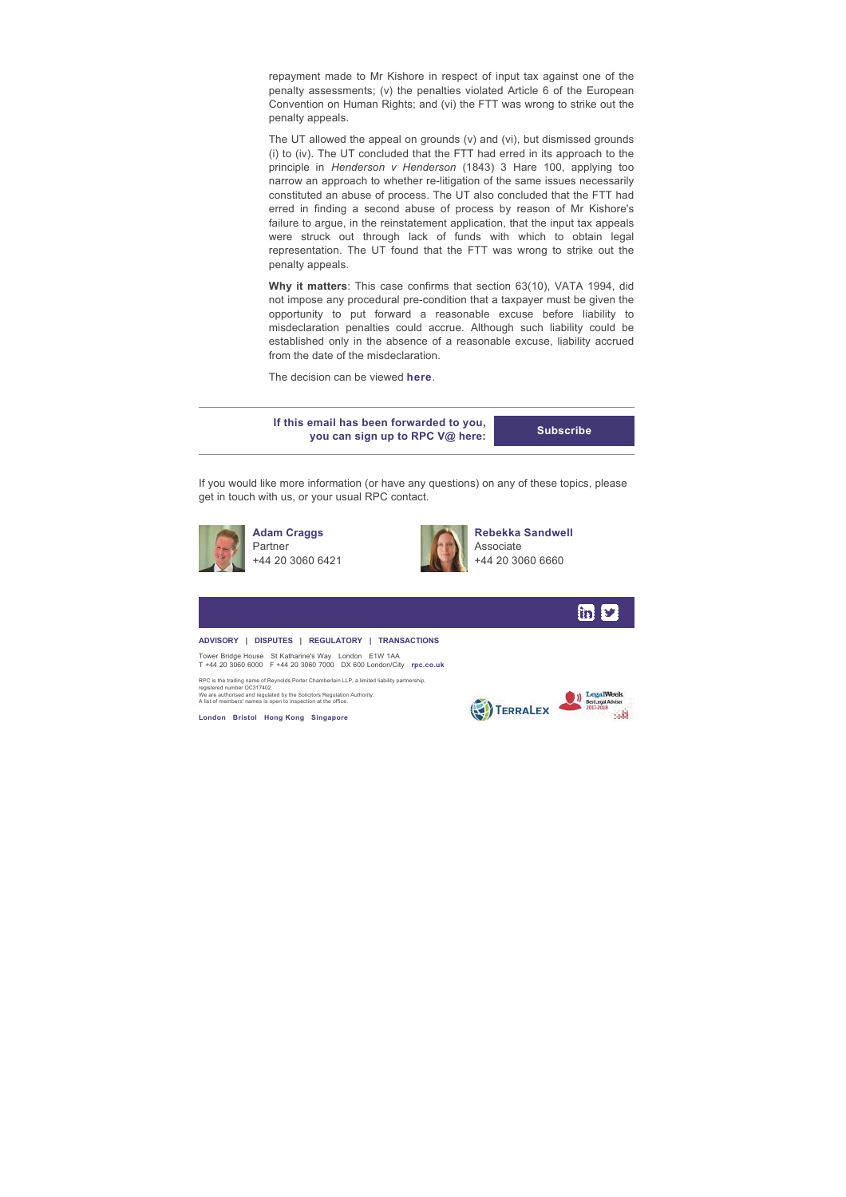repayment made to Mr Kishore in respect of input tax against one of the penalty assessments; (v) the penalties violated Article 6 of the European Convention on Human Rights; and (vi) the FTT was wrong to strike out the penalty appeals.

The UT allowed the appeal on grounds (v) and (vi), but dismissed grounds (i) to (iv). The UT concluded that the FTT had erred in its approach to the principle in *Henderson v Henderson* (1843) 3 Hare 100, applying too narrow an approach to whether re-litigation of the same issues necessarily constituted an abuse of process. The UT also concluded that the FTT had erred in finding a second abuse of process by reason of Mr Kishore's failure to argue, in the reinstatement application, that the input tax appeals were struck out through lack of funds with which to obtain legal representation. The UT found that the FTT was wrong to strike out the penalty appeals.

**Why it matters**: This case confirms that section 63(10), VATA 1994, did not impose any procedural pre-condition that a taxpayer must be given the opportunity to put forward a reasonable excuse before liability to misdeclaration penalties could accrue. Although such liability could be established only in the absence of a reasonable excuse, liability accrued from the date of the misdeclaration.

The decision can be viewed **here**.

---

**If this email has been forwarded to you, you can sign up to RPC V@ here:** **Subscribe**

---

If you would like more information (or have any questions) on any of these topics, please get in touch with us, or your usual RPC contact.

**Adam Craggs**
Partner
+44 20 3060 6421

**Rebekka Sandwell**
Associate
+44 20 3060 6660

**ADVISORY | DISPUTES | REGULATORY | TRANSACTIONS**

Tower Bridge House St Katharine's Way London E1W 1AA
T +44 20 3060 6000 F +44 20 3060 7000 DX 600 London/City **rpc.co.uk**

RPC is the trading name of Reynolds Porter Chamberlain LLP, a limited liability partnership, registered number OC317402.
We are authorised and regulated by the Solicitors Regulation Authority.
A list of members' names is open to inspection at the office.

**London Bristol Hong Kong Singapore**